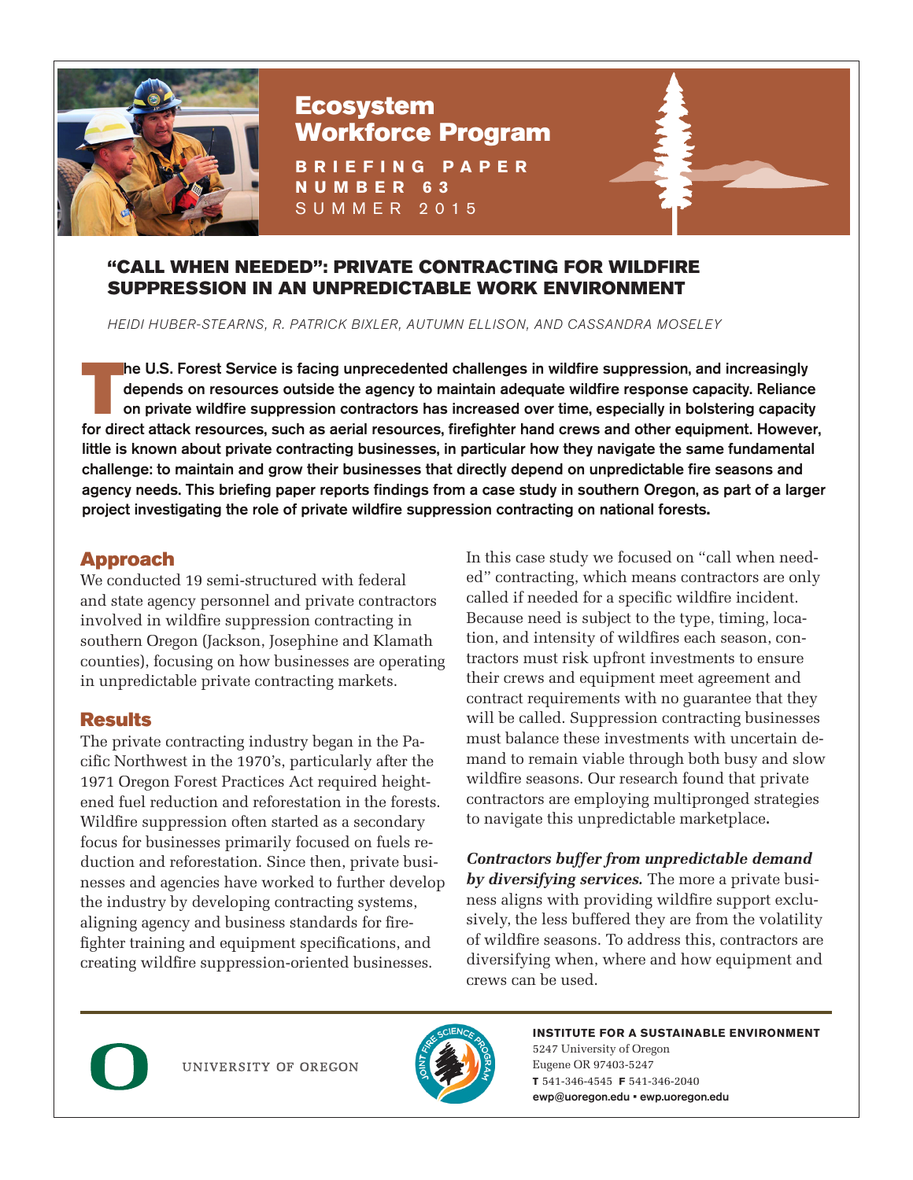# Ecosystem Workforce Program

**BRIEFING PAPER NUMBER 63**
SUMMER 2015

## "CALL WHEN NEEDED": PRIVATE CONTRACTING FOR WILDFIRE SUPPRESSION IN AN UNPREDICTABLE WORK ENVIRONMENT

*HEIDI HUBER-STEARNS, R. PATRICK BIXLER, AUTUMN ELLISON, AND CASSANDRA MOSELEY*

**The U.S. Forest Service is facing unprecedented challenges in wildfire suppression, and increasingly depends on resources outside the agency to maintain adequate wildfire response capacity. Reliance on private wildfire suppression contractors has increased over time, especially in bolstering capacity for direct attack resources, such as aerial resources, firefighter hand crews and other equipment. However, little is known about private contracting businesses, in particular how they navigate the same fundamental challenge: to maintain and grow their businesses that directly depend on unpredictable fire seasons and agency needs. This briefing paper reports findings from a case study in southern Oregon, as part of a larger project investigating the role of private wildfire suppression contracting on national forests.**

## Approach

We conducted 19 semi-structured with federal and state agency personnel and private contractors involved in wildfire suppression contracting in southern Oregon (Jackson, Josephine and Klamath counties), focusing on how businesses are operating in unpredictable private contracting markets.

## Results

The private contracting industry began in the Pacific Northwest in the 1970's, particularly after the 1971 Oregon Forest Practices Act required heightened fuel reduction and reforestation in the forests. Wildfire suppression often started as a secondary focus for businesses primarily focused on fuels reduction and reforestation. Since then, private businesses and agencies have worked to further develop the industry by developing contracting systems, aligning agency and business standards for firefighter training and equipment specifications, and creating wildfire suppression-oriented businesses.

In this case study we focused on "call when needed" contracting, which means contractors are only called if needed for a specific wildfire incident. Because need is subject to the type, timing, location, and intensity of wildfires each season, contractors must risk upfront investments to ensure their crews and equipment meet agreement and contract requirements with no guarantee that they will be called. Suppression contracting businesses must balance these investments with uncertain demand to remain viable through both busy and slow wildfire seasons. Our research found that private contractors are employing multipronged strategies to navigate this unpredictable marketplace.

***Contractors buffer from unpredictable demand by diversifying services.*** The more a private business aligns with providing wildfire support exclusively, the less buffered they are from the volatility of wildfire seasons. To address this, contractors are diversifying when, where and how equipment and crews can be used.

UNIVERSITY OF OREGON

**INSTITUTE FOR A SUSTAINABLE ENVIRONMENT**
5247 University of Oregon
Eugene OR 97403-5247
**T** 541-346-4545 **F** 541-346-2040
**ewp@uoregon.edu • ewp.uoregon.edu**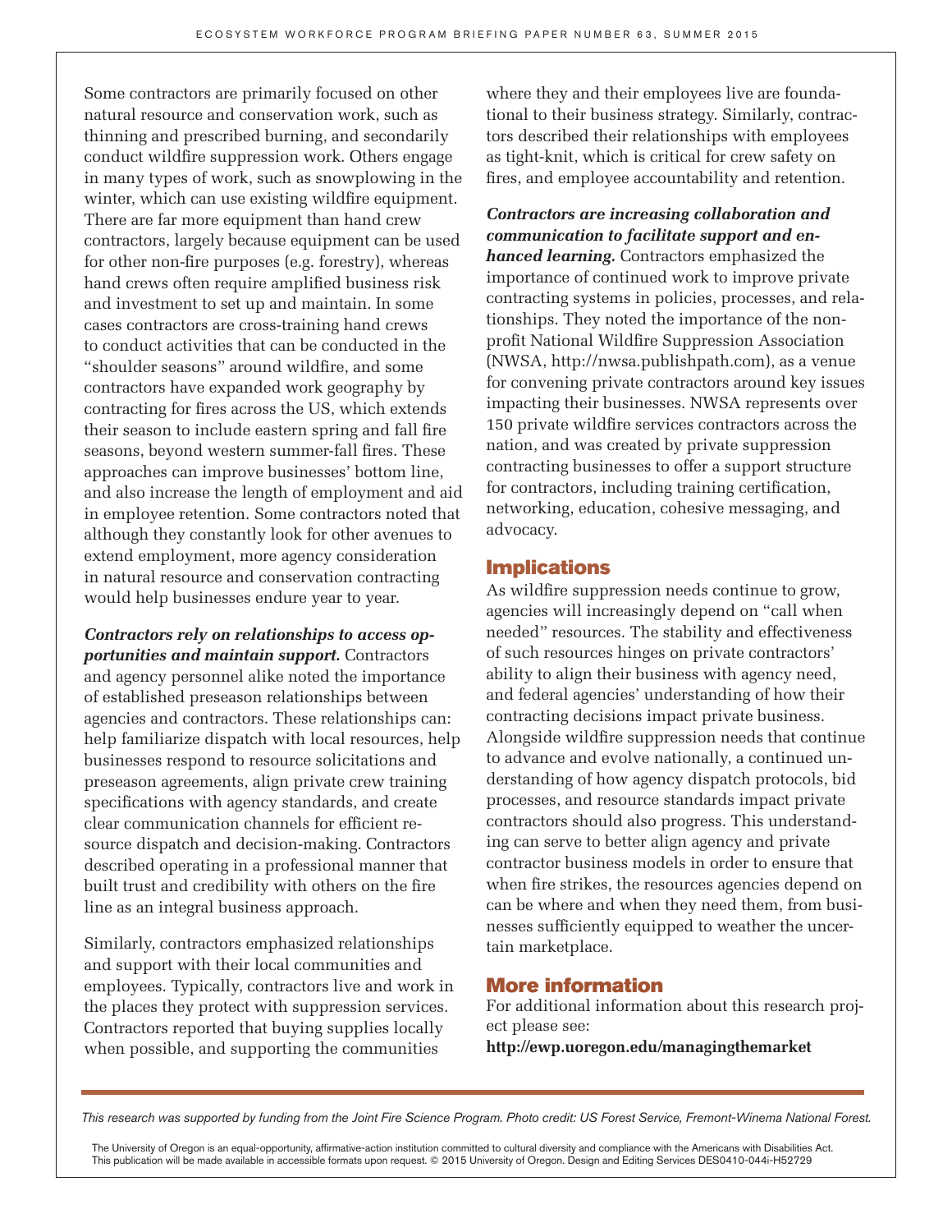Some contractors are primarily focused on other natural resource and conservation work, such as thinning and prescribed burning, and secondarily conduct wildfire suppression work. Others engage in many types of work, such as snowplowing in the winter, which can use existing wildfire equipment. There are far more equipment than hand crew contractors, largely because equipment can be used for other non-fire purposes (e.g. forestry), whereas hand crews often require amplified business risk and investment to set up and maintain. In some cases contractors are cross-training hand crews to conduct activities that can be conducted in the "shoulder seasons" around wildfire, and some contractors have expanded work geography by contracting for fires across the US, which extends their season to include eastern spring and fall fire seasons, beyond western summer-fall fires. These approaches can improve businesses' bottom line, and also increase the length of employment and aid in employee retention. Some contractors noted that although they constantly look for other avenues to extend employment, more agency consideration in natural resource and conservation contracting would help businesses endure year to year.

***Contractors rely on relationships to access opportunities and maintain support.*** Contractors and agency personnel alike noted the importance of established preseason relationships between agencies and contractors. These relationships can: help familiarize dispatch with local resources, help businesses respond to resource solicitations and preseason agreements, align private crew training specifications with agency standards, and create clear communication channels for efficient resource dispatch and decision-making. Contractors described operating in a professional manner that built trust and credibility with others on the fire line as an integral business approach.

Similarly, contractors emphasized relationships and support with their local communities and employees. Typically, contractors live and work in the places they protect with suppression services. Contractors reported that buying supplies locally when possible, and supporting the communities where they and their employees live are foundational to their business strategy. Similarly, contractors described their relationships with employees as tight-knit, which is critical for crew safety on fires, and employee accountability and retention.

***Contractors are increasing collaboration and communication to facilitate support and enhanced learning.*** Contractors emphasized the importance of continued work to improve private contracting systems in policies, processes, and relationships. They noted the importance of the nonprofit National Wildfire Suppression Association (NWSA, http://nwsa.publishpath.com), as a venue for convening private contractors around key issues impacting their businesses. NWSA represents over 150 private wildfire services contractors across the nation, and was created by private suppression contracting businesses to offer a support structure for contractors, including training certification, networking, education, cohesive messaging, and advocacy.

## Implications

As wildfire suppression needs continue to grow, agencies will increasingly depend on "call when needed" resources. The stability and effectiveness of such resources hinges on private contractors' ability to align their business with agency need, and federal agencies' understanding of how their contracting decisions impact private business. Alongside wildfire suppression needs that continue to advance and evolve nationally, a continued understanding of how agency dispatch protocols, bid processes, and resource standards impact private contractors should also progress. This understanding can serve to better align agency and private contractor business models in order to ensure that when fire strikes, the resources agencies depend on can be where and when they need them, from businesses sufficiently equipped to weather the uncertain marketplace.

## More information

For additional information about this research project please see:
**http://ewp.uoregon.edu/managingthemarket**

*This research was supported by funding from the Joint Fire Science Program. Photo credit: US Forest Service, Fremont-Winema National Forest.*

The University of Oregon is an equal-opportunity, affirmative-action institution committed to cultural diversity and compliance with the Americans with Disabilities Act. This publication will be made available in accessible formats upon request. © 2015 University of Oregon. Design and Editing Services DES0410-044i-H52729